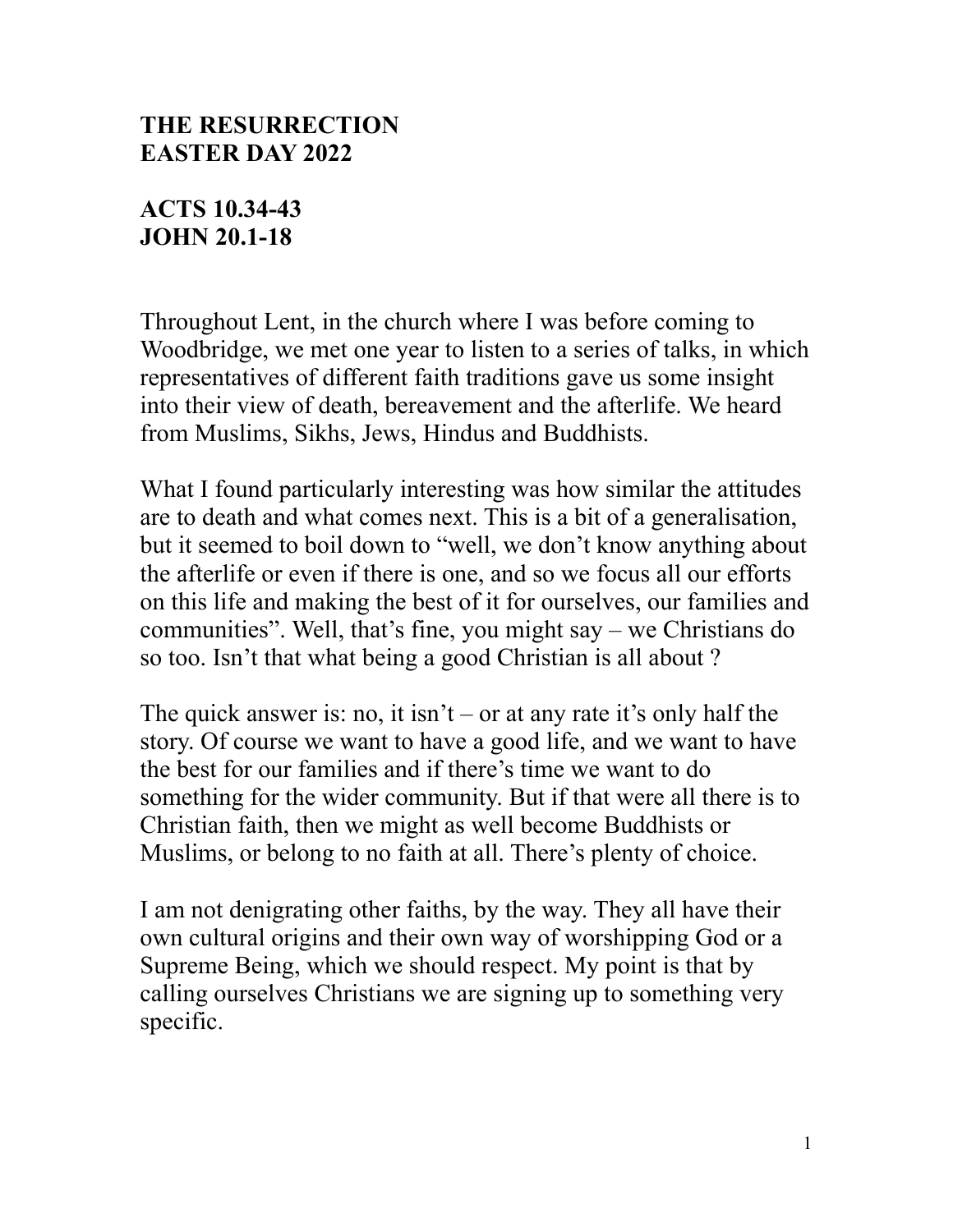**THE RESURRECTION**
**EASTER DAY 2022**

**ACTS 10.34-43**
**JOHN 20.1-18**

Throughout Lent, in the church where I was before coming to Woodbridge, we met one year to listen to a series of talks, in which representatives of different faith traditions gave us some insight into their view of death, bereavement and the afterlife. We heard from Muslims, Sikhs, Jews, Hindus and Buddhists.

What I found particularly interesting was how similar the attitudes are to death and what comes next. This is a bit of a generalisation, but it seemed to boil down to "well, we don't know anything about the afterlife or even if there is one, and so we focus all our efforts on this life and making the best of it for ourselves, our families and communities". Well, that's fine, you might say – we Christians do so too. Isn't that what being a good Christian is all about ?

The quick answer is: no, it isn't – or at any rate it's only half the story. Of course we want to have a good life, and we want to have the best for our families and if there's time we want to do something for the wider community. But if that were all there is to Christian faith, then we might as well become Buddhists or Muslims, or belong to no faith at all. There's plenty of choice.

I am not denigrating other faiths, by the way. They all have their own cultural origins and their own way of worshipping God or a Supreme Being, which we should respect. My point is that by calling ourselves Christians we are signing up to something very specific.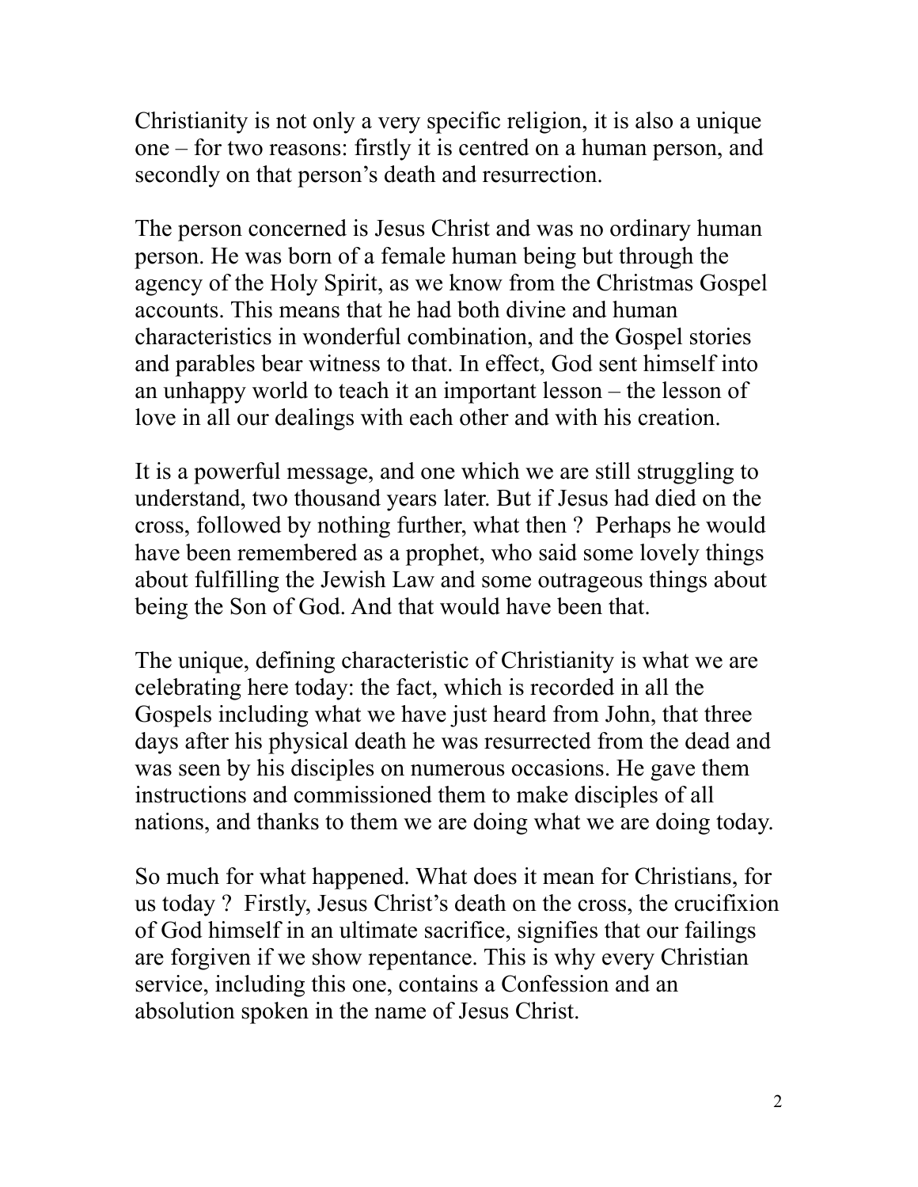Christianity is not only a very specific religion, it is also a unique one – for two reasons: firstly it is centred on a human person, and secondly on that person's death and resurrection.

The person concerned is Jesus Christ and was no ordinary human person. He was born of a female human being but through the agency of the Holy Spirit, as we know from the Christmas Gospel accounts. This means that he had both divine and human characteristics in wonderful combination, and the Gospel stories and parables bear witness to that. In effect, God sent himself into an unhappy world to teach it an important lesson – the lesson of love in all our dealings with each other and with his creation.

It is a powerful message, and one which we are still struggling to understand, two thousand years later. But if Jesus had died on the cross, followed by nothing further, what then ? Perhaps he would have been remembered as a prophet, who said some lovely things about fulfilling the Jewish Law and some outrageous things about being the Son of God. And that would have been that.

The unique, defining characteristic of Christianity is what we are celebrating here today: the fact, which is recorded in all the Gospels including what we have just heard from John, that three days after his physical death he was resurrected from the dead and was seen by his disciples on numerous occasions. He gave them instructions and commissioned them to make disciples of all nations, and thanks to them we are doing what we are doing today.

So much for what happened. What does it mean for Christians, for us today ? Firstly, Jesus Christ's death on the cross, the crucifixion of God himself in an ultimate sacrifice, signifies that our failings are forgiven if we show repentance. This is why every Christian service, including this one, contains a Confession and an absolution spoken in the name of Jesus Christ.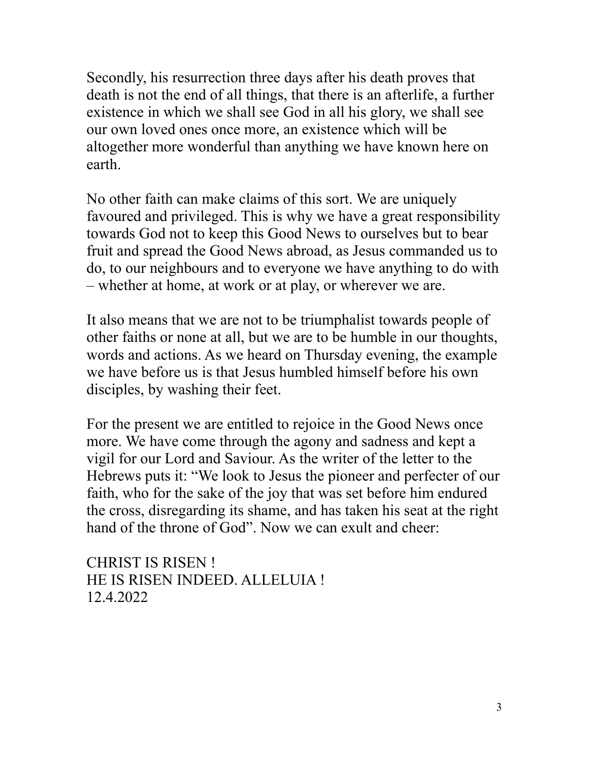Secondly, his resurrection three days after his death proves that death is not the end of all things, that there is an afterlife, a further existence in which we shall see God in all his glory, we shall see our own loved ones once more, an existence which will be altogether more wonderful than anything we have known here on earth.

No other faith can make claims of this sort. We are uniquely favoured and privileged. This is why we have a great responsibility towards God not to keep this Good News to ourselves but to bear fruit and spread the Good News abroad, as Jesus commanded us to do, to our neighbours and to everyone we have anything to do with – whether at home, at work or at play, or wherever we are.

It also means that we are not to be triumphalist towards people of other faiths or none at all, but we are to be humble in our thoughts, words and actions. As we heard on Thursday evening, the example we have before us is that Jesus humbled himself before his own disciples, by washing their feet.

For the present we are entitled to rejoice in the Good News once more. We have come through the agony and sadness and kept a vigil for our Lord and Saviour. As the writer of the letter to the Hebrews puts it: "We look to Jesus the pioneer and perfecter of our faith, who for the sake of the joy that was set before him endured the cross, disregarding its shame, and has taken his seat at the right hand of the throne of God". Now we can exult and cheer:

CHRIST IS RISEN !
HE IS RISEN INDEED. ALLELUIA !
12.4.2022